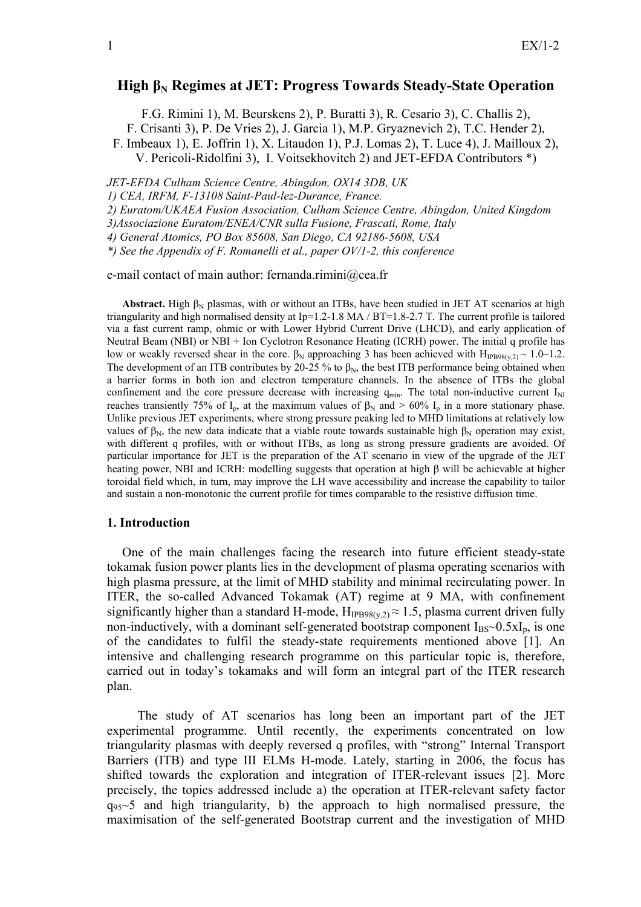# High $\beta_N$ Regimes at JET: Progress Towards Steady-State Operation

F.G. Rimini 1), M. Beurskens 2), P. Buratti 3), R. Cesario 3), C. Challis 2), F. Crisanti 3), P. De Vries 2), J. Garcia 1), M.P. Gryaznevich 2), T.C. Hender 2), F. Imbeaux 1), E. Joffrin 1), X. Litaudon 1), P.J. Lomas 2), T. Luce 4), J. Mailloux 2), V. Pericoli-Ridolfini 3), I. Voitsekhovitch 2) and JET-EFDA Contributors *)

*JET-EFDA Culham Science Centre, Abingdon, OX14 3DB, UK*
*1) CEA, IRFM, F-13108 Saint-Paul-lez-Durance, France.*
*2) Euratom/UKAEA Fusion Association, Culham Science Centre, Abingdon, United Kingdom*
*3)Associazione Euratom/ENEA/CNR sulla Fusione, Frascati, Rome, Italy*
*4) General Atomics, PO Box 85608, San Diego, CA 92186-5608, USA*
*\*) See the Appendix of F. Romanelli et al., paper OV/1-2, this conference*

e-mail contact of main author: fernanda.rimini@cea.fr

**Abstract.** High $\beta_N$ plasmas, with or without an ITBs, have been studied in JET AT scenarios at high triangularity and high normalised density at Ip=1.2-1.8 MA / BT=1.8-2.7 T. The current profile is tailored via a fast current ramp, ohmic or with Lower Hybrid Current Drive (LHCD), and early application of Neutral Beam (NBI) or NBI + Ion Cyclotron Resonance Heating (ICRH) power. The initial q profile has low or weakly reversed shear in the core. $\beta_N$ approaching 3 has been achieved with $H_{IPB98(y,2)} \sim 1.0–1.2$. The development of an ITB contributes by 20-25 % to $\beta_N$, the best ITB performance being obtained when a barrier forms in both ion and electron temperature channels. In the absence of ITBs the global confinement and the core pressure decrease with increasing $q_{min}$. The total non-inductive current $I_{NI}$ reaches transiently 75% of $I_p$, at the maximum values of $\beta_N$ and > 60% $I_p$ in a more stationary phase. Unlike previous JET experiments, where strong pressure peaking led to MHD limitations at relatively low values of $\beta_N$, the new data indicate that a viable route towards sustainable high $\beta_N$ operation may exist, with different q profiles, with or without ITBs, as long as strong pressure gradients are avoided. Of particular importance for JET is the preparation of the AT scenario in view of the upgrade of the JET heating power, NBI and ICRH: modelling suggests that operation at high β will be achievable at higher toroidal field which, in turn, may improve the LH wave accessibility and increase the capability to tailor and sustain a non-monotonic the current profile for times comparable to the resistive diffusion time.

## 1. Introduction

One of the main challenges facing the research into future efficient steady-state tokamak fusion power plants lies in the development of plasma operating scenarios with high plasma pressure, at the limit of MHD stability and minimal recirculating power. In ITER, the so-called Advanced Tokamak (AT) regime at 9 MA, with confinement significantly higher than a standard H-mode, $H_{IPB98(y,2)} \approx 1.5$, plasma current driven fully non-inductively, with a dominant self-generated bootstrap component $I_{BS} \sim 0.5 x I_p$, is one of the candidates to fulfil the steady-state requirements mentioned above [1]. An intensive and challenging research programme on this particular topic is, therefore, carried out in today's tokamaks and will form an integral part of the ITER research plan.

The study of AT scenarios has long been an important part of the JET experimental programme. Until recently, the experiments concentrated on low triangularity plasmas with deeply reversed q profiles, with "strong" Internal Transport Barriers (ITB) and type III ELMs H-mode. Lately, starting in 2006, the focus has shifted towards the exploration and integration of ITER-relevant issues [2]. More precisely, the topics addressed include a) the operation at ITER-relevant safety factor $q_{95} \sim 5$ and high triangularity, b) the approach to high normalised pressure, the maximisation of the self-generated Bootstrap current and the investigation of MHD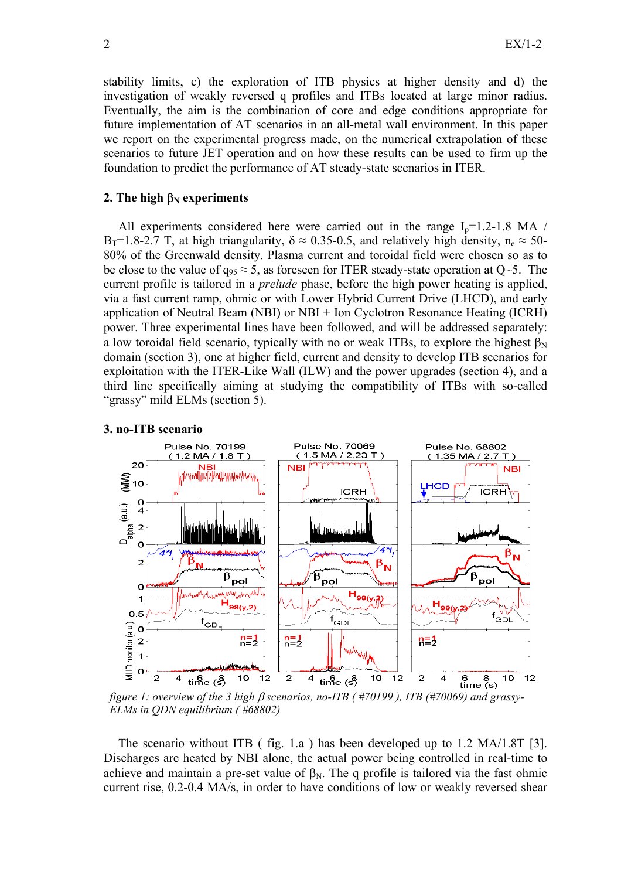stability limits, c) the exploration of ITB physics at higher density and d) the investigation of weakly reversed q profiles and ITBs located at large minor radius. Eventually, the aim is the combination of core and edge conditions appropriate for future implementation of AT scenarios in an all-metal wall environment. In this paper we report on the experimental progress made, on the numerical extrapolation of these scenarios to future JET operation and on how these results can be used to firm up the foundation to predict the performance of AT steady-state scenarios in ITER.

## 2. The high $\beta_N$ experiments

All experiments considered here were carried out in the range $I_p$=1.2-1.8 MA / $B_T$=1.8-2.7 T, at high triangularity, $\delta \approx 0.35$-0.5, and relatively high density, $n_e \approx 50$-80% of the Greenwald density. Plasma current and toroidal field were chosen so as to be close to the value of $q_{95} \approx 5$, as foreseen for ITER steady-state operation at Q~5. The current profile is tailored in a *prelude* phase, before the high power heating is applied, via a fast current ramp, ohmic or with Lower Hybrid Current Drive (LHCD), and early application of Neutral Beam (NBI) or NBI + Ion Cyclotron Resonance Heating (ICRH) power. Three experimental lines have been followed, and will be addressed separately: a low toroidal field scenario, typically with no or weak ITBs, to explore the highest $\beta_N$ domain (section 3), one at higher field, current and density to develop ITB scenarios for exploitation with the ITER-Like Wall (ILW) and the power upgrades (section 4), and a third line specifically aiming at studying the compatibility of ITBs with so-called "grassy" mild ELMs (section 5).

## 3. no-ITB scenario

*figure 1: overview of the 3 high $\beta$ scenarios, no-ITB ( #70199 ), ITB (#70069) and grassy-ELMs in QDN equilibrium ( #68802)*

The scenario without ITB ( fig. 1.a ) has been developed up to 1.2 MA/1.8T [3]. Discharges are heated by NBI alone, the actual power being controlled in real-time to achieve and maintain a pre-set value of $\beta_N$. The q profile is tailored via the fast ohmic current rise, 0.2-0.4 MA/s, in order to have conditions of low or weakly reversed shear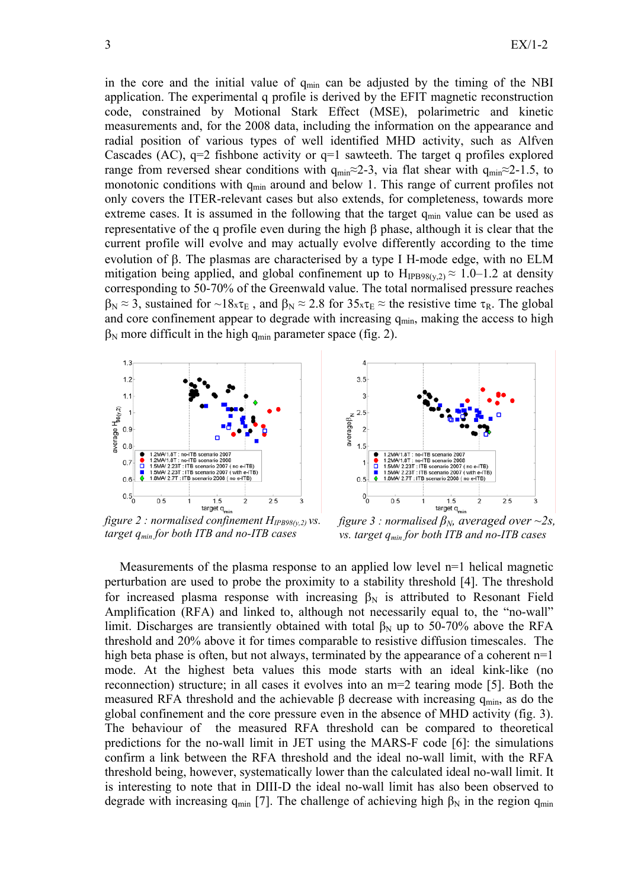in the core and the initial value of $q_{min}$ can be adjusted by the timing of the NBI application. The experimental q profile is derived by the EFIT magnetic reconstruction code, constrained by Motional Stark Effect (MSE), polarimetric and kinetic measurements and, for the 2008 data, including the information on the appearance and radial position of various types of well identified MHD activity, such as Alfven Cascades (AC), q=2 fishbone activity or q=1 sawteeth. The target q profiles explored range from reversed shear conditions with $q_{min}$≈2-3, via flat shear with $q_{min}$≈2-1.5, to monotonic conditions with $q_{min}$ around and below 1. This range of current profiles not only covers the ITER-relevant cases but also extends, for completeness, towards more extreme cases. It is assumed in the following that the target $q_{min}$ value can be used as representative of the q profile even during the high β phase, although it is clear that the current profile will evolve and may actually evolve differently according to the time evolution of β. The plasmas are characterised by a type I H-mode edge, with no ELM mitigation being applied, and global confinement up to $H_{IPB98(y,2)} \approx 1.0–1.2$ at density corresponding to 50-70% of the Greenwald value. The total normalised pressure reaches $\beta_N \approx 3$, sustained for ~18x$\tau_E$ , and $\beta_N \approx 2.8$ for 35x$\tau_E \approx$ the resistive time $\tau_R$. The global and core confinement appear to degrade with increasing $q_{min}$, making the access to high $\beta_N$ more difficult in the high $q_{min}$ parameter space (fig. 2).

*figure 2 : normalised confinement $H_{IPB98(y,2)}$ vs. target $q_{min}$ for both ITB and no-ITB cases*

*figure 3 : normalised $\beta_N$, averaged over ~2s, vs. target $q_{min}$ for both ITB and no-ITB cases*

Measurements of the plasma response to an applied low level n=1 helical magnetic perturbation are used to probe the proximity to a stability threshold [4]. The threshold for increased plasma response with increasing $\beta_N$ is attributed to Resonant Field Amplification (RFA) and linked to, although not necessarily equal to, the "no-wall" limit. Discharges are transiently obtained with total $\beta_N$ up to 50-70% above the RFA threshold and 20% above it for times comparable to resistive diffusion timescales. The high beta phase is often, but not always, terminated by the appearance of a coherent n=1 mode. At the highest beta values this mode starts with an ideal kink-like (no reconnection) structure; in all cases it evolves into an m=2 tearing mode [5]. Both the measured RFA threshold and the achievable β decrease with increasing $q_{min}$, as do the global confinement and the core pressure even in the absence of MHD activity (fig. 3). The behaviour of the measured RFA threshold can be compared to theoretical predictions for the no-wall limit in JET using the MARS-F code [6]: the simulations confirm a link between the RFA threshold and the ideal no-wall limit, with the RFA threshold being, however, systematically lower than the calculated ideal no-wall limit. It is interesting to note that in DIII-D the ideal no-wall limit has also been observed to degrade with increasing $q_{min}$ [7]. The challenge of achieving high $\beta_N$ in the region $q_{min}$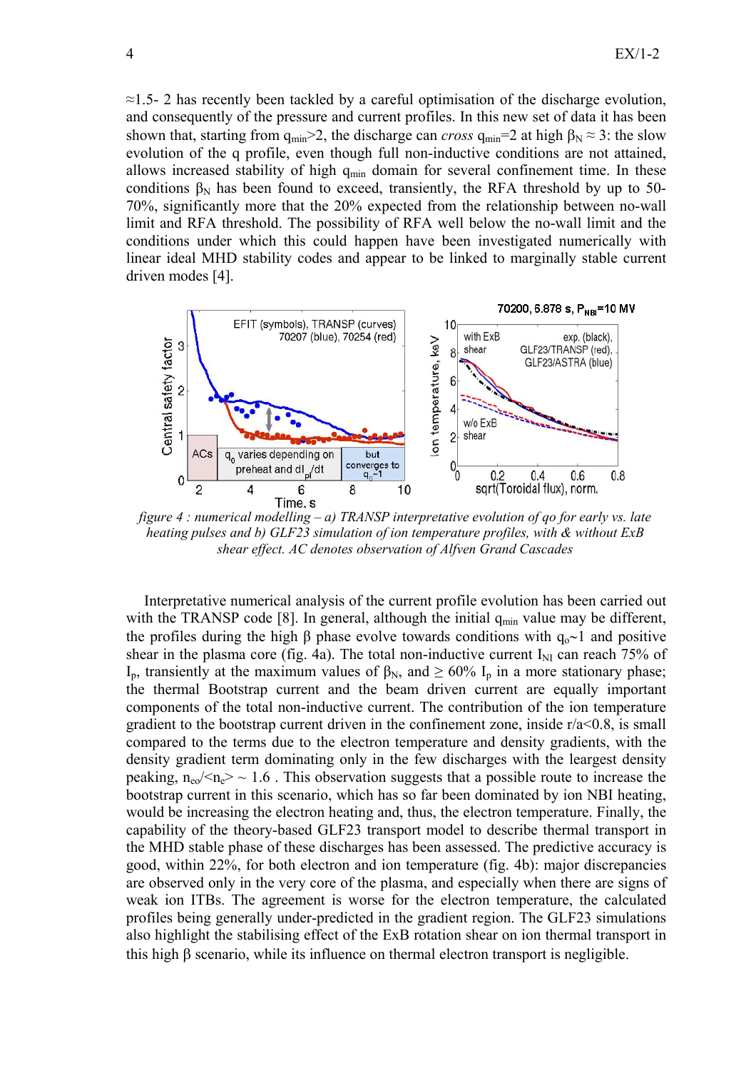≈1.5- 2 has recently been tackled by a careful optimisation of the discharge evolution, and consequently of the pressure and current profiles. In this new set of data it has been shown that, starting from $q_{min}>2$, the discharge can *cross* $q_{min}=2$ at high $\beta_N \approx 3$: the slow evolution of the q profile, even though full non-inductive conditions are not attained, allows increased stability of high $q_{min}$ domain for several confinement time. In these conditions $\beta_N$ has been found to exceed, transiently, the RFA threshold by up to 50-70%, significantly more that the 20% expected from the relationship between no-wall limit and RFA threshold. The possibility of RFA well below the no-wall limit and the conditions under which this could happen have been investigated numerically with linear ideal MHD stability codes and appear to be linked to marginally stable current driven modes [4].

*figure 4 : numerical modelling – a) TRANSP interpretative evolution of qo for early vs. late heating pulses and b) GLF23 simulation of ion temperature profiles, with & without ExB shear effect. AC denotes observation of Alfven Grand Cascades*

Interpretative numerical analysis of the current profile evolution has been carried out with the TRANSP code [8]. In general, although the initial $q_{min}$ value may be different, the profiles during the high β phase evolve towards conditions with $q_o$~1 and positive shear in the plasma core (fig. 4a). The total non-inductive current $I_{NI}$ can reach 75% of $I_p$, transiently at the maximum values of $\beta_N$, and ≥ 60% $I_p$ in a more stationary phase; the thermal Bootstrap current and the beam driven current are equally important components of the total non-inductive current. The contribution of the ion temperature gradient to the bootstrap current driven in the confinement zone, inside r/a<0.8, is small compared to the terms due to the electron temperature and density gradients, with the density gradient term dominating only in the few discharges with the leargest density peaking, $n_{eo}/<n_e> \sim 1.6$ . This observation suggests that a possible route to increase the bootstrap current in this scenario, which has so far been dominated by ion NBI heating, would be increasing the electron heating and, thus, the electron temperature. Finally, the capability of the theory-based GLF23 transport model to describe thermal transport in the MHD stable phase of these discharges has been assessed. The predictive accuracy is good, within 22%, for both electron and ion temperature (fig. 4b): major discrepancies are observed only in the very core of the plasma, and especially when there are signs of weak ion ITBs. The agreement is worse for the electron temperature, the calculated profiles being generally under-predicted in the gradient region. The GLF23 simulations also highlight the stabilising effect of the ExB rotation shear on ion thermal transport in this high β scenario, while its influence on thermal electron transport is negligible.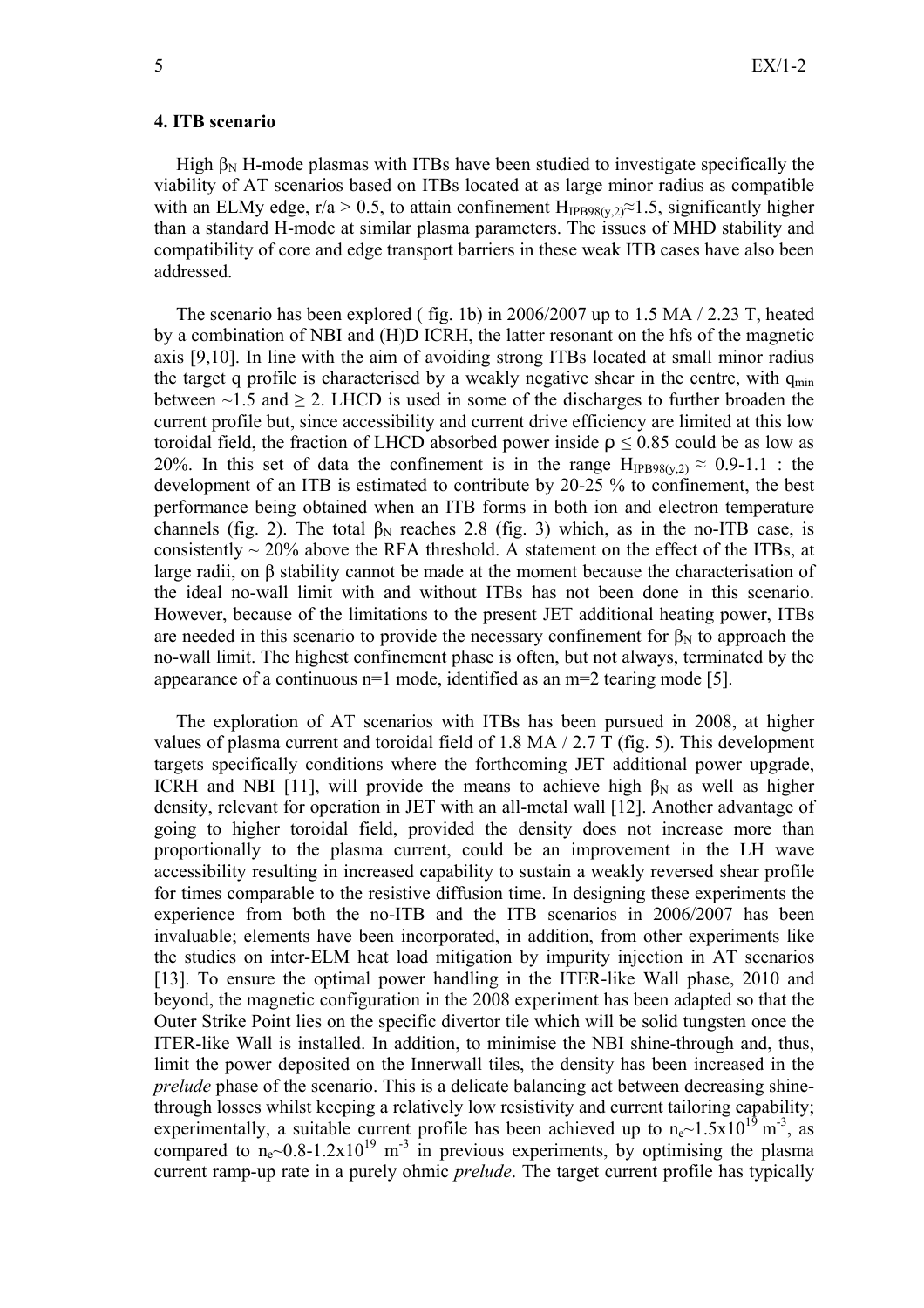### 4. ITB scenario

High $\beta_N$ H-mode plasmas with ITBs have been studied to investigate specifically the viability of AT scenarios based on ITBs located at as large minor radius as compatible with an ELMy edge, $r/a > 0.5$, to attain confinement $H_{IPB98(y,2)} \approx 1.5$, significantly higher than a standard H-mode at similar plasma parameters. The issues of MHD stability and compatibility of core and edge transport barriers in these weak ITB cases have also been addressed.

The scenario has been explored ( fig. 1b) in 2006/2007 up to 1.5 MA / 2.23 T, heated by a combination of NBI and (H)D ICRH, the latter resonant on the hfs of the magnetic axis [9,10]. In line with the aim of avoiding strong ITBs located at small minor radius the target q profile is characterised by a weakly negative shear in the centre, with $q_{min}$ between ~1.5 and $\geq 2$. LHCD is used in some of the discharges to further broaden the current profile but, since accessibility and current drive efficiency are limited at this low toroidal field, the fraction of LHCD absorbed power inside $\rho \leq 0.85$ could be as low as 20%. In this set of data the confinement is in the range $H_{IPB98(y,2)} \approx 0.9\text{-}1.1$ : the development of an ITB is estimated to contribute by 20-25 % to confinement, the best performance being obtained when an ITB forms in both ion and electron temperature channels (fig. 2). The total $\beta_N$ reaches 2.8 (fig. 3) which, as in the no-ITB case, is consistently ~ 20% above the RFA threshold. A statement on the effect of the ITBs, at large radii, on $\beta$ stability cannot be made at the moment because the characterisation of the ideal no-wall limit with and without ITBs has not been done in this scenario. However, because of the limitations to the present JET additional heating power, ITBs are needed in this scenario to provide the necessary confinement for $\beta_N$ to approach the no-wall limit. The highest confinement phase is often, but not always, terminated by the appearance of a continuous n=1 mode, identified as an m=2 tearing mode [5].

The exploration of AT scenarios with ITBs has been pursued in 2008, at higher values of plasma current and toroidal field of 1.8 MA / 2.7 T (fig. 5). This development targets specifically conditions where the forthcoming JET additional power upgrade, ICRH and NBI [11], will provide the means to achieve high $\beta_N$ as well as higher density, relevant for operation in JET with an all-metal wall [12]. Another advantage of going to higher toroidal field, provided the density does not increase more than proportionally to the plasma current, could be an improvement in the LH wave accessibility resulting in increased capability to sustain a weakly reversed shear profile for times comparable to the resistive diffusion time. In designing these experiments the experience from both the no-ITB and the ITB scenarios in 2006/2007 has been invaluable; elements have been incorporated, in addition, from other experiments like the studies on inter-ELM heat load mitigation by impurity injection in AT scenarios [13]. To ensure the optimal power handling in the ITER-like Wall phase, 2010 and beyond, the magnetic configuration in the 2008 experiment has been adapted so that the Outer Strike Point lies on the specific divertor tile which will be solid tungsten once the ITER-like Wall is installed. In addition, to minimise the NBI shine-through and, thus, limit the power deposited on the Innerwall tiles, the density has been increased in the *prelude* phase of the scenario. This is a delicate balancing act between decreasing shine-through losses whilst keeping a relatively low resistivity and current tailoring capability; experimentally, a suitable current profile has been achieved up to $n_e \sim 1.5 \times 10^{19}$ m$^{-3}$, as compared to $n_e \sim 0.8\text{-}1.2 \times 10^{19}$ m$^{-3}$ in previous experiments, by optimising the plasma current ramp-up rate in a purely ohmic *prelude*. The target current profile has typically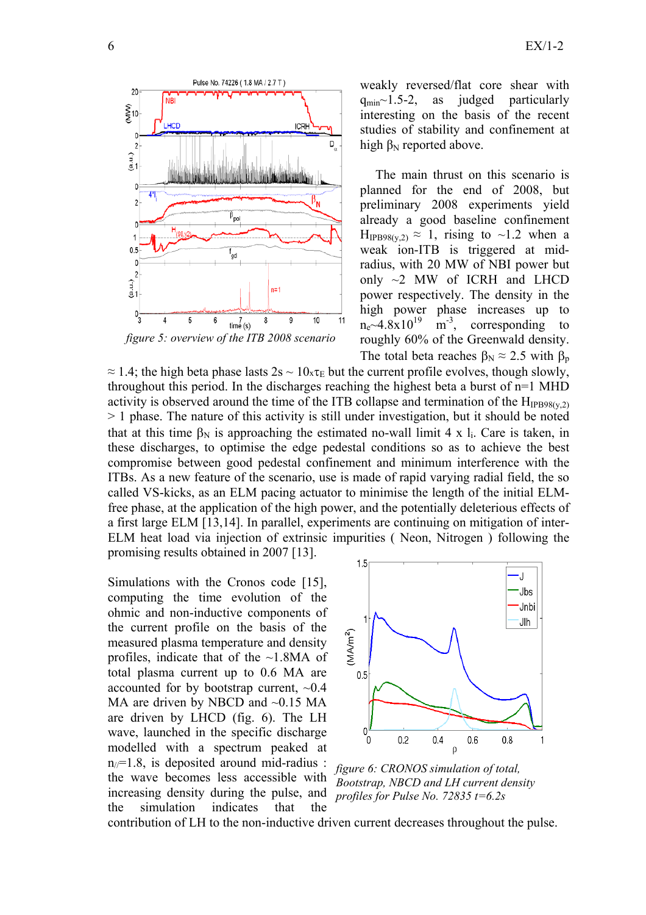weakly reversed/flat core shear with $q_{min}$~1.5-2, as judged particularly interesting on the basis of the recent studies of stability and confinement at high $\beta_N$ reported above.

The main thrust on this scenario is planned for the end of 2008, but preliminary 2008 experiments yield already a good baseline confinement $H_{IPB98(y,2)} \approx 1$, rising to ~1.2 when a weak ion-ITB is triggered at mid-radius, with 20 MW of NBI power but only ~2 MW of ICRH and LHCD power respectively. The density in the high power phase increases up to $n_e$~$4.8x10^{19}$ $m^{-3}$, corresponding to roughly 60% of the Greenwald density. The total beta reaches $\beta_N \approx 2.5$ with $\beta_p \approx 1.4$; the high beta phase lasts 2s ~ $10x\tau_E$ but the current profile evolves, though slowly, throughout this period. In the discharges reaching the highest beta a burst of n=1 MHD activity is observed around the time of the ITB collapse and termination of the $H_{IPB98(y,2)} > 1$ phase. The nature of this activity is still under investigation, but it should be noted that at this time $\beta_N$ is approaching the estimated no-wall limit 4 x $l_i$. Care is taken, in these discharges, to optimise the edge pedestal conditions so as to achieve the best compromise between good pedestal confinement and minimum interference with the ITBs. As a new feature of the scenario, use is made of rapid varying radial field, the so called VS-kicks, as an ELM pacing actuator to minimise the length of the initial ELM-free phase, at the application of the high power, and the potentially deleterious effects of a first large ELM [13,14]. In parallel, experiments are continuing on mitigation of inter-ELM heat load via injection of extrinsic impurities ( Neon, Nitrogen ) following the promising results obtained in 2007 [13].

*figure 5: overview of the ITB 2008 scenario*

Simulations with the Cronos code [15], computing the time evolution of the ohmic and non-inductive components of the current profile on the basis of the measured plasma temperature and density profiles, indicate that of the ~1.8MA of total plasma current up to 0.6 MA are accounted for by bootstrap current, ~0.4 MA are driven by NBCD and ~0.15 MA are driven by LHCD (fig. 6). The LH wave, launched in the specific discharge modelled with a spectrum peaked at $n_{//}$=1.8, is deposited around mid-radius : the wave becomes less accessible with increasing density during the pulse, and the simulation indicates that the contribution of LH to the non-inductive driven current decreases throughout the pulse.

*figure 6: CRONOS simulation of total, Bootstrap, NBCD and LH current density profiles for Pulse No. 72835 t=6.2s*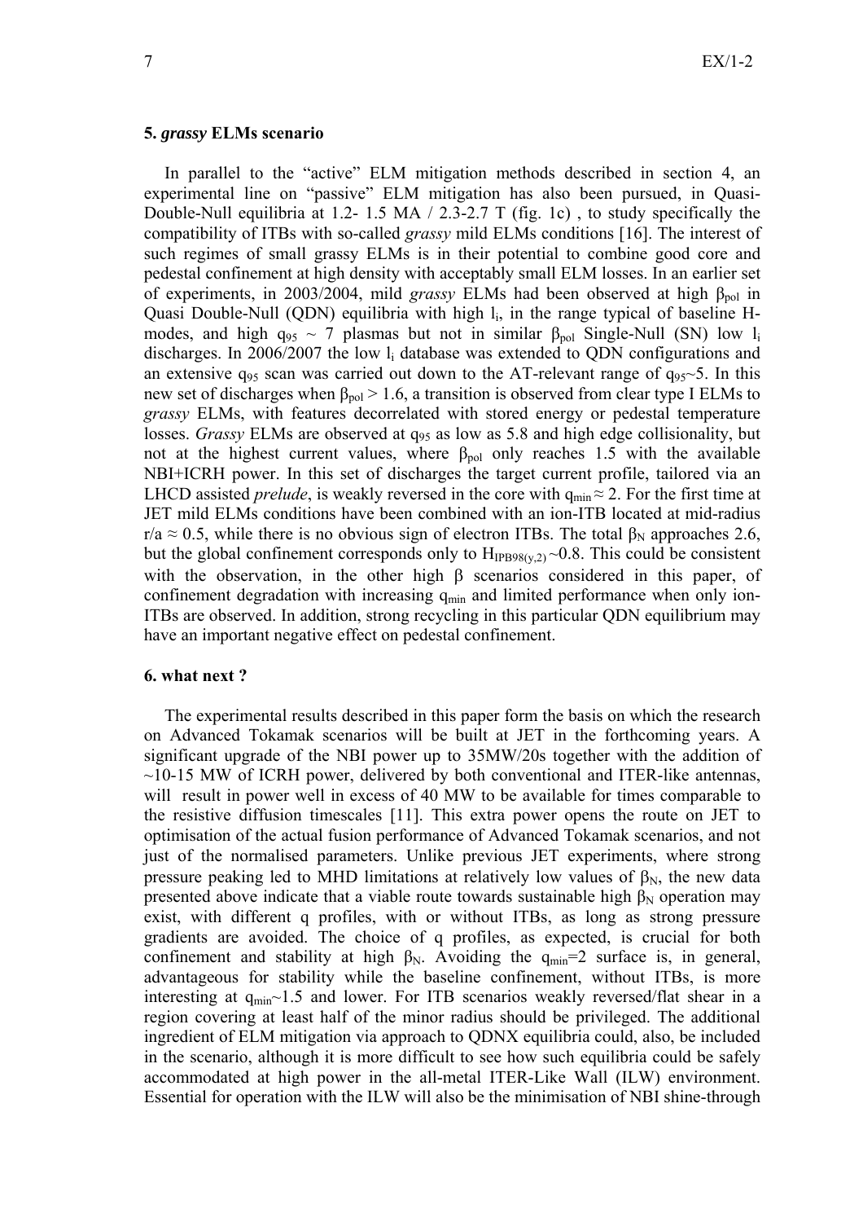## 5. *grassy* ELMs scenario

In parallel to the "active" ELM mitigation methods described in section 4, an experimental line on "passive" ELM mitigation has also been pursued, in Quasi-Double-Null equilibria at 1.2- 1.5 MA / 2.3-2.7 T (fig. 1c) , to study specifically the compatibility of ITBs with so-called *grassy* mild ELMs conditions [16]. The interest of such regimes of small grassy ELMs is in their potential to combine good core and pedestal confinement at high density with acceptably small ELM losses. In an earlier set of experiments, in 2003/2004, mild *grassy* ELMs had been observed at high $\beta_{pol}$ in Quasi Double-Null (QDN) equilibria with high $l_i$, in the range typical of baseline H-modes, and high $q_{95} \sim 7$ plasmas but not in similar $\beta_{pol}$ Single-Null (SN) low $l_i$ discharges. In 2006/2007 the low $l_i$ database was extended to QDN configurations and an extensive $q_{95}$ scan was carried out down to the AT-relevant range of $q_{95}$~5. In this new set of discharges when $\beta_{pol} > 1.6$, a transition is observed from clear type I ELMs to *grassy* ELMs, with features decorrelated with stored energy or pedestal temperature losses. *Grassy* ELMs are observed at $q_{95}$ as low as 5.8 and high edge collisionality, but not at the highest current values, where $\beta_{pol}$ only reaches 1.5 with the available NBI+ICRH power. In this set of discharges the target current profile, tailored via an LHCD assisted *prelude*, is weakly reversed in the core with $q_{min} \approx 2$. For the first time at JET mild ELMs conditions have been combined with an ion-ITB located at mid-radius $r/a \approx 0.5$, while there is no obvious sign of electron ITBs. The total $\beta_N$ approaches 2.6, but the global confinement corresponds only to $H_{IPB98(y,2)} \sim 0.8$. This could be consistent with the observation, in the other high $\beta$ scenarios considered in this paper, of confinement degradation with increasing $q_{min}$ and limited performance when only ion-ITBs are observed. In addition, strong recycling in this particular QDN equilibrium may have an important negative effect on pedestal confinement.

## 6. what next ?

The experimental results described in this paper form the basis on which the research on Advanced Tokamak scenarios will be built at JET in the forthcoming years. A significant upgrade of the NBI power up to 35MW/20s together with the addition of ~10-15 MW of ICRH power, delivered by both conventional and ITER-like antennas, will result in power well in excess of 40 MW to be available for times comparable to the resistive diffusion timescales [11]. This extra power opens the route on JET to optimisation of the actual fusion performance of Advanced Tokamak scenarios, and not just of the normalised parameters. Unlike previous JET experiments, where strong pressure peaking led to MHD limitations at relatively low values of $\beta_N$, the new data presented above indicate that a viable route towards sustainable high $\beta_N$ operation may exist, with different q profiles, with or without ITBs, as long as strong pressure gradients are avoided. The choice of q profiles, as expected, is crucial for both confinement and stability at high $\beta_N$. Avoiding the $q_{min}$=2 surface is, in general, advantageous for stability while the baseline confinement, without ITBs, is more interesting at $q_{min}$~1.5 and lower. For ITB scenarios weakly reversed/flat shear in a region covering at least half of the minor radius should be privileged. The additional ingredient of ELM mitigation via approach to QDNX equilibria could, also, be included in the scenario, although it is more difficult to see how such equilibria could be safely accommodated at high power in the all-metal ITER-Like Wall (ILW) environment. Essential for operation with the ILW will also be the minimisation of NBI shine-through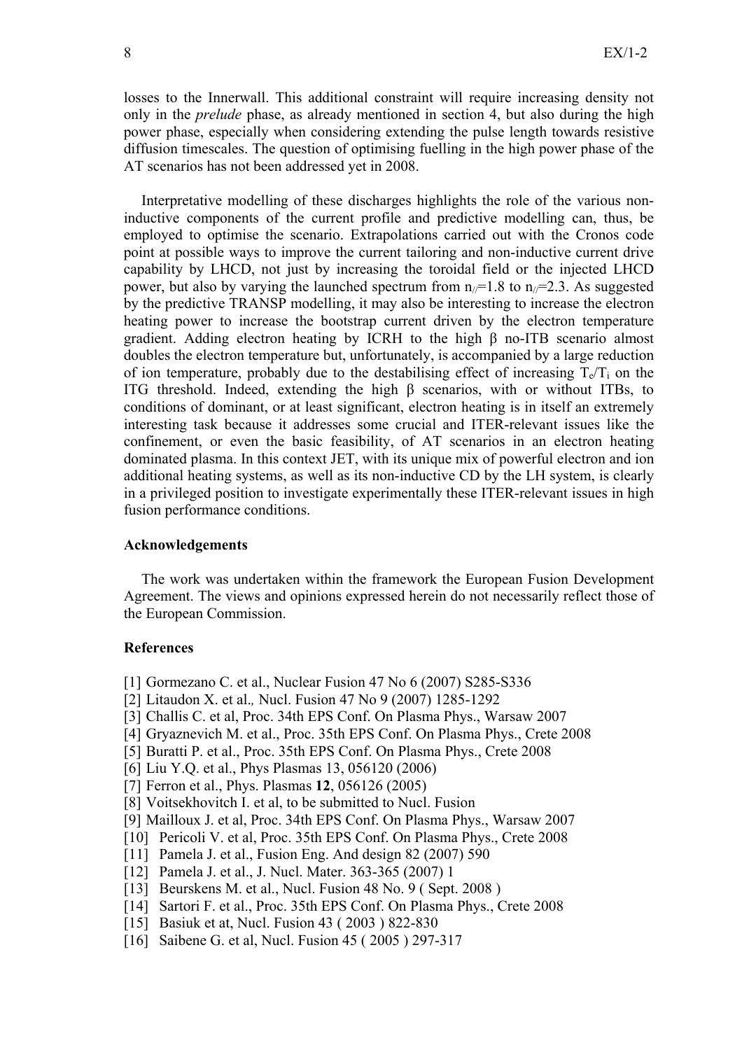losses to the Innerwall. This additional constraint will require increasing density not only in the *prelude* phase, as already mentioned in section 4, but also during the high power phase, especially when considering extending the pulse length towards resistive diffusion timescales. The question of optimising fuelling in the high power phase of the AT scenarios has not been addressed yet in 2008.

Interpretative modelling of these discharges highlights the role of the various non-inductive components of the current profile and predictive modelling can, thus, be employed to optimise the scenario. Extrapolations carried out with the Cronos code point at possible ways to improve the current tailoring and non-inductive current drive capability by LHCD, not just by increasing the toroidal field or the injected LHCD power, but also by varying the launched spectrum from $n_{//}=1.8$ to $n_{//}=2.3$. As suggested by the predictive TRANSP modelling, it may also be interesting to increase the electron heating power to increase the bootstrap current driven by the electron temperature gradient. Adding electron heating by ICRH to the high β no-ITB scenario almost doubles the electron temperature but, unfortunately, is accompanied by a large reduction of ion temperature, probably due to the destabilising effect of increasing $T_e/T_i$ on the ITG threshold. Indeed, extending the high β scenarios, with or without ITBs, to conditions of dominant, or at least significant, electron heating is in itself an extremely interesting task because it addresses some crucial and ITER-relevant issues like the confinement, or even the basic feasibility, of AT scenarios in an electron heating dominated plasma. In this context JET, with its unique mix of powerful electron and ion additional heating systems, as well as its non-inductive CD by the LH system, is clearly in a privileged position to investigate experimentally these ITER-relevant issues in high fusion performance conditions.

### Acknowledgements

The work was undertaken within the framework the European Fusion Development Agreement. The views and opinions expressed herein do not necessarily reflect those of the European Commission.

### References

[1] Gormezano C. et al., Nuclear Fusion 47 No 6 (2007) S285-S336
[2] Litaudon X. et al., Nucl. Fusion 47 No 9 (2007) 1285-1292
[3] Challis C. et al, Proc. 34th EPS Conf. On Plasma Phys., Warsaw 2007
[4] Gryaznevich M. et al., Proc. 35th EPS Conf. On Plasma Phys., Crete 2008
[5] Buratti P. et al., Proc. 35th EPS Conf. On Plasma Phys., Crete 2008
[6] Liu Y.Q. et al., Phys Plasmas 13, 056120 (2006)
[7] Ferron et al., Phys. Plasmas **12**, 056126 (2005)
[8] Voitsekhovitch I. et al, to be submitted to Nucl. Fusion
[9] Mailloux J. et al, Proc. 34th EPS Conf. On Plasma Phys., Warsaw 2007
[10] Pericoli V. et al, Proc. 35th EPS Conf. On Plasma Phys., Crete 2008
[11] Pamela J. et al., Fusion Eng. And design 82 (2007) 590
[12] Pamela J. et al., J. Nucl. Mater. 363-365 (2007) 1
[13] Beurskens M. et al., Nucl. Fusion 48 No. 9 ( Sept. 2008 )
[14] Sartori F. et al., Proc. 35th EPS Conf. On Plasma Phys., Crete 2008
[15] Basiuk et at, Nucl. Fusion 43 ( 2003 ) 822-830
[16] Saibene G. et al, Nucl. Fusion 45 ( 2005 ) 297-317